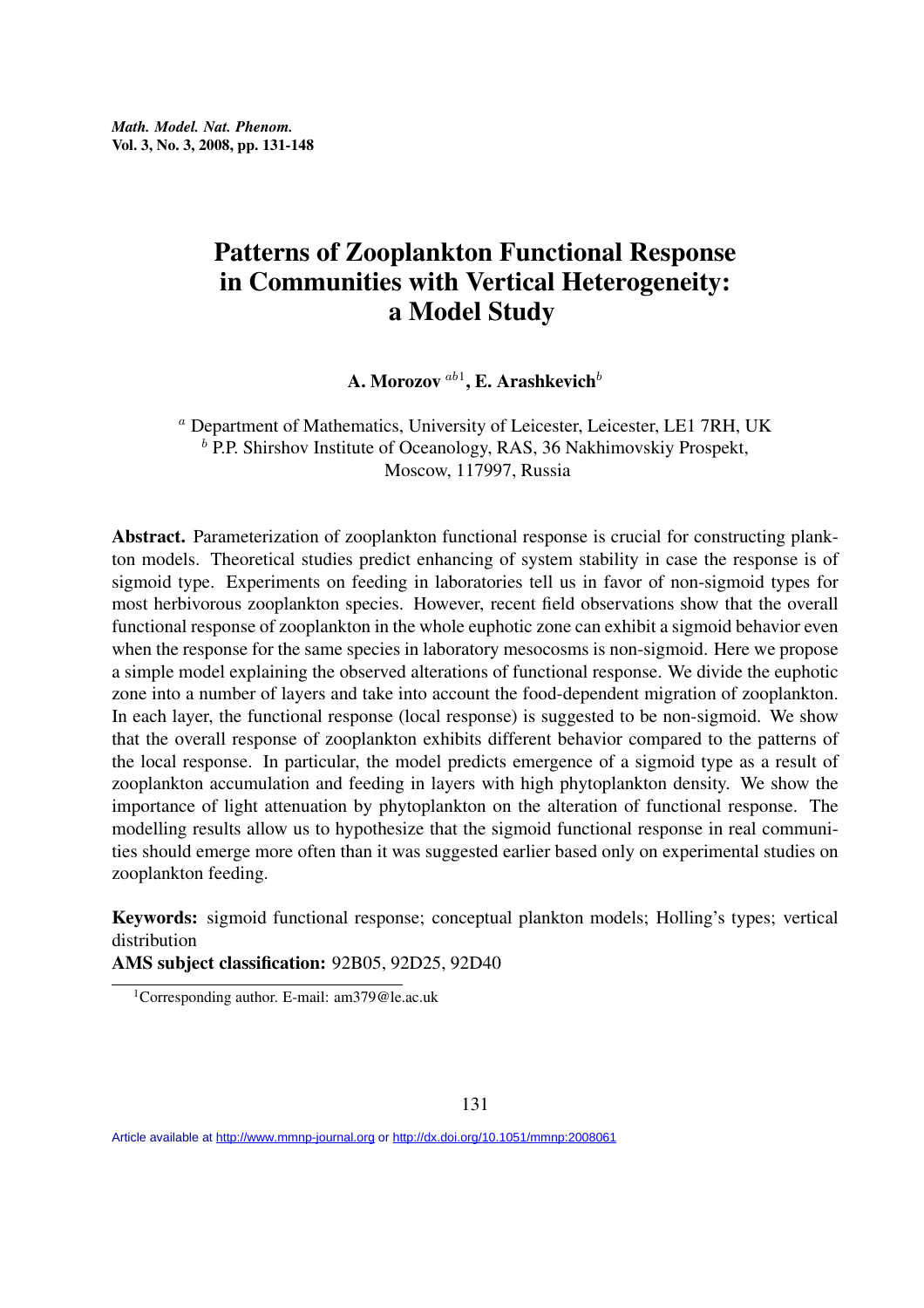# Patterns of Zooplankton Functional Response in Communities with Vertical Heterogeneity: a Model Study

**A. Morozov** [a,b,1], **E. Arashkevich** [b]

[a] Department of Mathematics, University of Leicester, Leicester, LE1 7RH, UK
[b] P.P. Shirshov Institute of Oceanology, RAS, 36 Nakhimovskiy Prospekt, Moscow, 117997, Russia

**Abstract.** Parameterization of zooplankton functional response is crucial for constructing plankton models. Theoretical studies predict enhancing of system stability in case the response is of sigmoid type. Experiments on feeding in laboratories tell us in favor of non-sigmoid types for most herbivorous zooplankton species. However, recent field observations show that the overall functional response of zooplankton in the whole euphotic zone can exhibit a sigmoid behavior even when the response for the same species in laboratory mesocosms is non-sigmoid. Here we propose a simple model explaining the observed alterations of functional response. We divide the euphotic zone into a number of layers and take into account the food-dependent migration of zooplankton. In each layer, the functional response (local response) is suggested to be non-sigmoid. We show that the overall response of zooplankton exhibits different behavior compared to the patterns of the local response. In particular, the model predicts emergence of a sigmoid type as a result of zooplankton accumulation and feeding in layers with high phytoplankton density. We show the importance of light attenuation by phytoplankton on the alteration of functional response. The modelling results allow us to hypothesize that the sigmoid functional response in real communities should emerge more often than it was suggested earlier based only on experimental studies on zooplankton feeding.

**Keywords:** sigmoid functional response; conceptual plankton models; Holling's types; vertical distribution

**AMS subject classification:** 92B05, 92D25, 92D40

[1] Corresponding author. E-mail: am379@le.ac.uk

Article available at http://www.mmnp-journal.org or http://dx.doi.org/10.1051/mmnp:2008061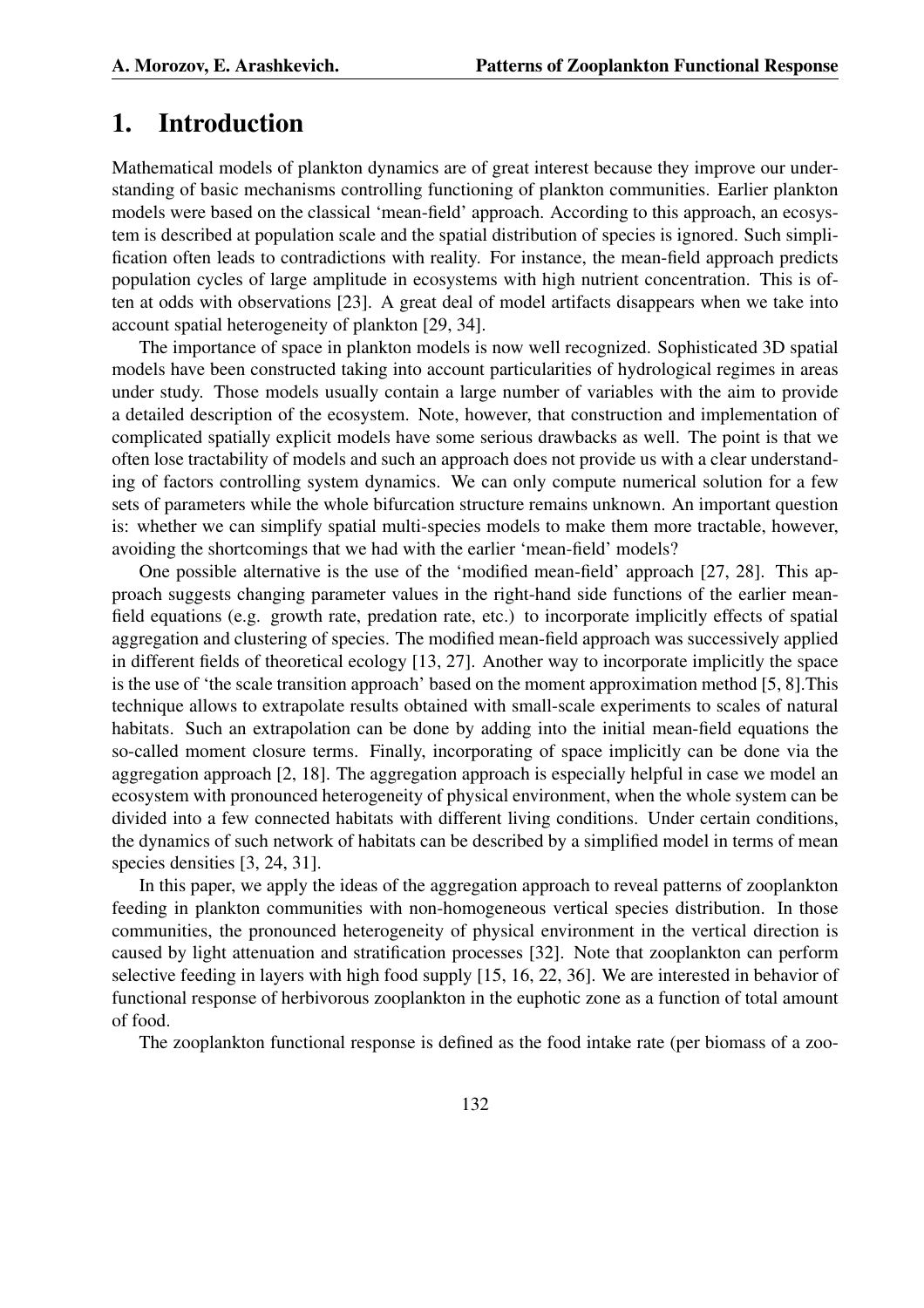# 1. Introduction

Mathematical models of plankton dynamics are of great interest because they improve our understanding of basic mechanisms controlling functioning of plankton communities. Earlier plankton models were based on the classical 'mean-field' approach. According to this approach, an ecosystem is described at population scale and the spatial distribution of species is ignored. Such simplification often leads to contradictions with reality. For instance, the mean-field approach predicts population cycles of large amplitude in ecosystems with high nutrient concentration. This is often at odds with observations [23]. A great deal of model artifacts disappears when we take into account spatial heterogeneity of plankton [29, 34].

The importance of space in plankton models is now well recognized. Sophisticated 3D spatial models have been constructed taking into account particularities of hydrological regimes in areas under study. Those models usually contain a large number of variables with the aim to provide a detailed description of the ecosystem. Note, however, that construction and implementation of complicated spatially explicit models have some serious drawbacks as well. The point is that we often lose tractability of models and such an approach does not provide us with a clear understanding of factors controlling system dynamics. We can only compute numerical solution for a few sets of parameters while the whole bifurcation structure remains unknown. An important question is: whether we can simplify spatial multi-species models to make them more tractable, however, avoiding the shortcomings that we had with the earlier 'mean-field' models?

One possible alternative is the use of the 'modified mean-field' approach [27, 28]. This approach suggests changing parameter values in the right-hand side functions of the earlier mean-field equations (e.g. growth rate, predation rate, etc.) to incorporate implicitly effects of spatial aggregation and clustering of species. The modified mean-field approach was successively applied in different fields of theoretical ecology [13, 27]. Another way to incorporate implicitly the space is the use of 'the scale transition approach' based on the moment approximation method [5, 8].This technique allows to extrapolate results obtained with small-scale experiments to scales of natural habitats. Such an extrapolation can be done by adding into the initial mean-field equations the so-called moment closure terms. Finally, incorporating of space implicitly can be done via the aggregation approach [2, 18]. The aggregation approach is especially helpful in case we model an ecosystem with pronounced heterogeneity of physical environment, when the whole system can be divided into a few connected habitats with different living conditions. Under certain conditions, the dynamics of such network of habitats can be described by a simplified model in terms of mean species densities [3, 24, 31].

In this paper, we apply the ideas of the aggregation approach to reveal patterns of zooplankton feeding in plankton communities with non-homogeneous vertical species distribution. In those communities, the pronounced heterogeneity of physical environment in the vertical direction is caused by light attenuation and stratification processes [32]. Note that zooplankton can perform selective feeding in layers with high food supply [15, 16, 22, 36]. We are interested in behavior of functional response of herbivorous zooplankton in the euphotic zone as a function of total amount of food.

The zooplankton functional response is defined as the food intake rate (per biomass of a zoo-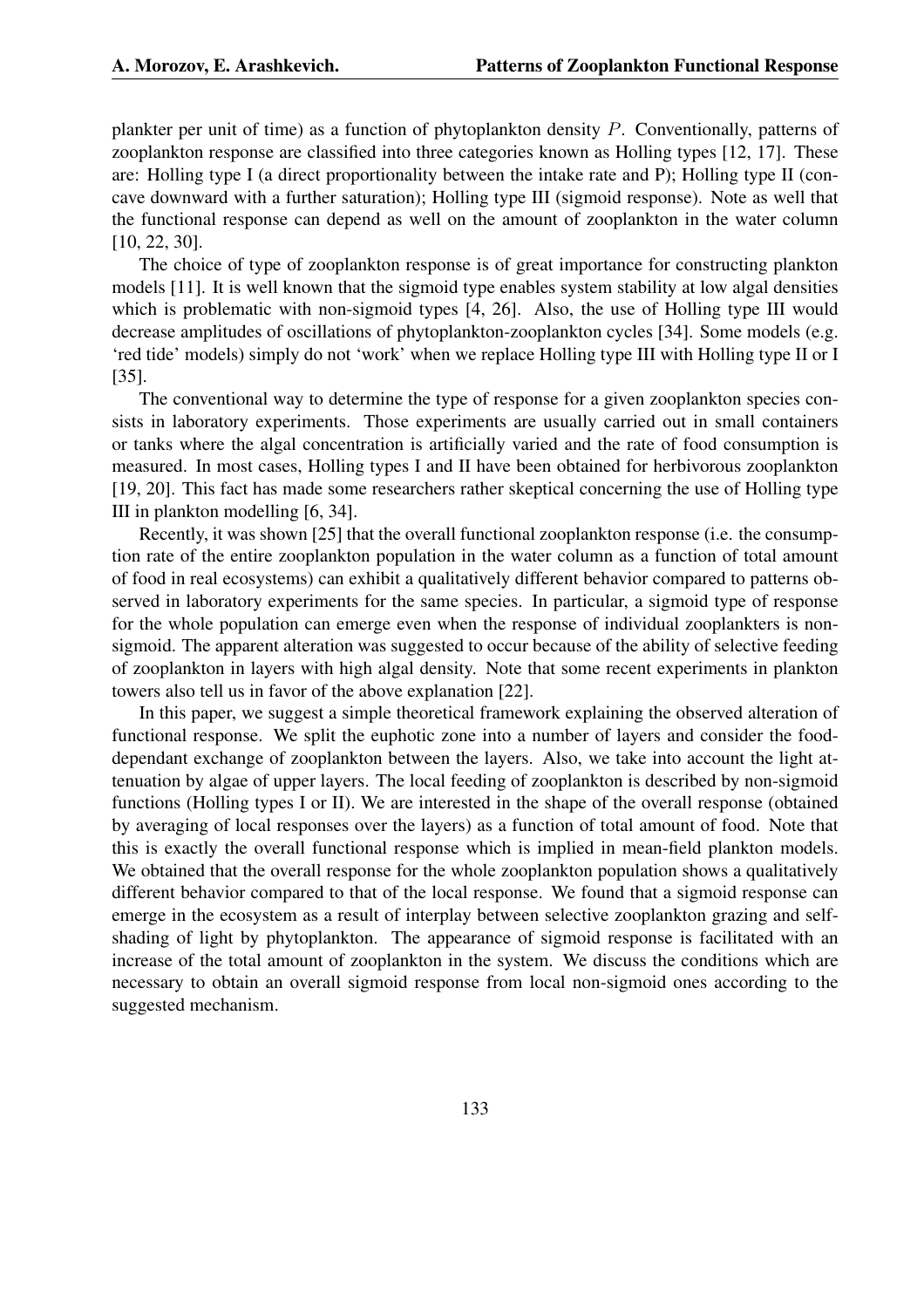plankter per unit of time) as a function of phytoplankton density $P$. Conventionally, patterns of zooplankton response are classified into three categories known as Holling types [12, 17]. These are: Holling type I (a direct proportionality between the intake rate and P); Holling type II (concave downward with a further saturation); Holling type III (sigmoid response). Note as well that the functional response can depend as well on the amount of zooplankton in the water column [10, 22, 30].

The choice of type of zooplankton response is of great importance for constructing plankton models [11]. It is well known that the sigmoid type enables system stability at low algal densities which is problematic with non-sigmoid types [4, 26]. Also, the use of Holling type III would decrease amplitudes of oscillations of phytoplankton-zooplankton cycles [34]. Some models (e.g. 'red tide' models) simply do not 'work' when we replace Holling type III with Holling type II or I [35].

The conventional way to determine the type of response for a given zooplankton species consists in laboratory experiments. Those experiments are usually carried out in small containers or tanks where the algal concentration is artificially varied and the rate of food consumption is measured. In most cases, Holling types I and II have been obtained for herbivorous zooplankton [19, 20]. This fact has made some researchers rather skeptical concerning the use of Holling type III in plankton modelling [6, 34].

Recently, it was shown [25] that the overall functional zooplankton response (i.e. the consumption rate of the entire zooplankton population in the water column as a function of total amount of food in real ecosystems) can exhibit a qualitatively different behavior compared to patterns observed in laboratory experiments for the same species. In particular, a sigmoid type of response for the whole population can emerge even when the response of individual zooplankters is non-sigmoid. The apparent alteration was suggested to occur because of the ability of selective feeding of zooplankton in layers with high algal density. Note that some recent experiments in plankton towers also tell us in favor of the above explanation [22].

In this paper, we suggest a simple theoretical framework explaining the observed alteration of functional response. We split the euphotic zone into a number of layers and consider the food-dependant exchange of zooplankton between the layers. Also, we take into account the light attenuation by algae of upper layers. The local feeding of zooplankton is described by non-sigmoid functions (Holling types I or II). We are interested in the shape of the overall response (obtained by averaging of local responses over the layers) as a function of total amount of food. Note that this is exactly the overall functional response which is implied in mean-field plankton models. We obtained that the overall response for the whole zooplankton population shows a qualitatively different behavior compared to that of the local response. We found that a sigmoid response can emerge in the ecosystem as a result of interplay between selective zooplankton grazing and self-shading of light by phytoplankton. The appearance of sigmoid response is facilitated with an increase of the total amount of zooplankton in the system. We discuss the conditions which are necessary to obtain an overall sigmoid response from local non-sigmoid ones according to the suggested mechanism.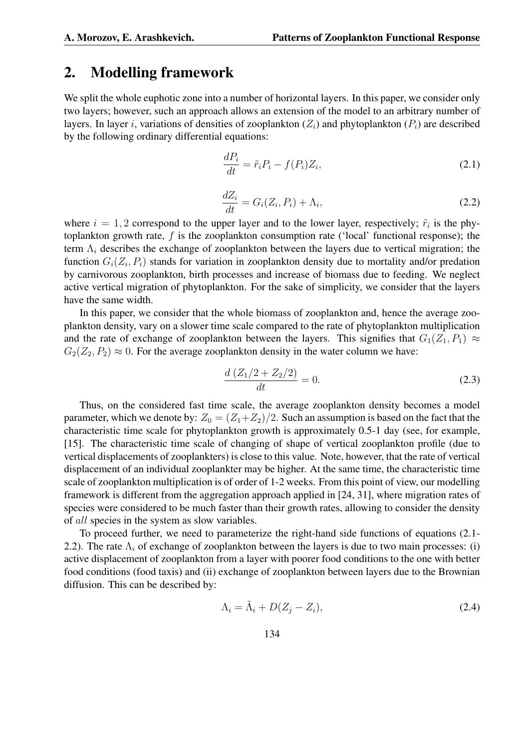## 2. Modelling framework

We split the whole euphotic zone into a number of horizontal layers. In this paper, we consider only two layers; however, such an approach allows an extension of the model to an arbitrary number of layers. In layer $i$, variations of densities of zooplankton ($Z_i$) and phytoplankton ($P_i$) are described by the following ordinary differential equations:

$$\frac{dP_i}{dt} = \tilde{r}_i P_i - f(P_i) Z_i, \tag{2.1}$$

$$\frac{dZ_i}{dt} = G_i(Z_i, P_i) + \Lambda_i, \tag{2.2}$$

where $i = 1, 2$ correspond to the upper layer and to the lower layer, respectively; $\tilde{r}_i$ is the phytoplankton growth rate, $f$ is the zooplankton consumption rate ('local' functional response); the term $\Lambda_i$ describes the exchange of zooplankton between the layers due to vertical migration; the function $G_i(Z_i, P_i)$ stands for variation in zooplankton density due to mortality and/or predation by carnivorous zooplankton, birth processes and increase of biomass due to feeding. We neglect active vertical migration of phytoplankton. For the sake of simplicity, we consider that the layers have the same width.

In this paper, we consider that the whole biomass of zooplankton and, hence the average zooplankton density, vary on a slower time scale compared to the rate of phytoplankton multiplication and the rate of exchange of zooplankton between the layers. This signifies that $G_1(Z_1, P_1) \approx G_2(Z_2, P_2) \approx 0$. For the average zooplankton density in the water column we have:

$$\frac{d\,(Z_1/2 + Z_2/2)}{dt} = 0. \tag{2.3}$$

Thus, on the considered fast time scale, the average zooplankton density becomes a model parameter, which we denote by: $Z_0 = (Z_1 + Z_2)/2$. Such an assumption is based on the fact that the characteristic time scale for phytoplankton growth is approximately 0.5-1 day (see, for example, [15]. The characteristic time scale of changing of shape of vertical zooplankton profile (due to vertical displacements of zooplankters) is close to this value. Note, however, that the rate of vertical displacement of an individual zooplankter may be higher. At the same time, the characteristic time scale of zooplankton multiplication is of order of 1-2 weeks. From this point of view, our modelling framework is different from the aggregation approach applied in [24, 31], where migration rates of species were considered to be much faster than their growth rates, allowing to consider the density of *all* species in the system as slow variables.

To proceed further, we need to parameterize the right-hand side functions of equations (2.1-2.2). The rate $\Lambda_i$ of exchange of zooplankton between the layers is due to two main processes: (i) active displacement of zooplankton from a layer with poorer food conditions to the one with better food conditions (food taxis) and (ii) exchange of zooplankton between layers due to the Brownian diffusion. This can be described by:

$$\Lambda_i = \tilde{\Lambda}_i + D(Z_j - Z_i), \tag{2.4}$$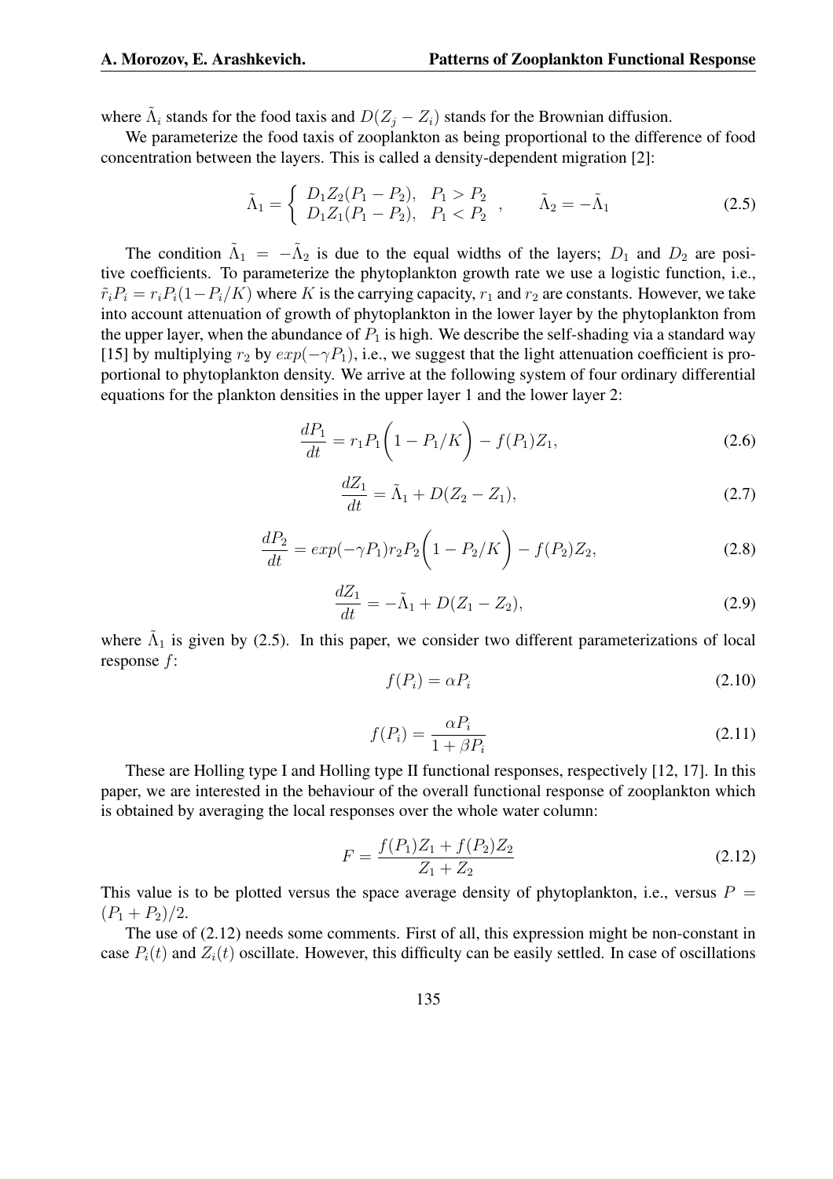where $\tilde{\Lambda}_i$ stands for the food taxis and $D(Z_j - Z_i)$ stands for the Brownian diffusion.

We parameterize the food taxis of zooplankton as being proportional to the difference of food concentration between the layers. This is called a density-dependent migration [2]:

$$\tilde{\Lambda}_1 = \begin{cases} D_1 Z_2 (P_1 - P_2), & P_1 > P_2 \\ D_1 Z_1 (P_1 - P_2), & P_1 < P_2 \end{cases}, \qquad \tilde{\Lambda}_2 = -\tilde{\Lambda}_1 \tag{2.5}$$

The condition $\tilde{\Lambda}_1 = -\tilde{\Lambda}_2$ is due to the equal widths of the layers; $D_1$ and $D_2$ are positive coefficients. To parameterize the phytoplankton growth rate we use a logistic function, i.e., $\tilde{r}_i P_i = r_i P_i (1 - P_i/K)$ where $K$ is the carrying capacity, $r_1$ and $r_2$ are constants. However, we take into account attenuation of growth of phytoplankton in the lower layer by the phytoplankton from the upper layer, when the abundance of $P_1$ is high. We describe the self-shading via a standard way [15] by multiplying $r_2$ by $exp(-\gamma P_1)$, i.e., we suggest that the light attenuation coefficient is proportional to phytoplankton density. We arrive at the following system of four ordinary differential equations for the plankton densities in the upper layer 1 and the lower layer 2:

$$\frac{dP_1}{dt} = r_1 P_1 \left(1 - P_1/K\right) - f(P_1) Z_1, \tag{2.6}$$

$$\frac{dZ_1}{dt} = \tilde{\Lambda}_1 + D(Z_2 - Z_1), \tag{2.7}$$

$$\frac{dP_2}{dt} = exp(-\gamma P_1) r_2 P_2 \left(1 - P_2/K\right) - f(P_2) Z_2, \tag{2.8}$$

$$\frac{dZ_1}{dt} = -\tilde{\Lambda}_1 + D(Z_1 - Z_2), \tag{2.9}$$

where $\tilde{\Lambda}_1$ is given by (2.5). In this paper, we consider two different parameterizations of local response $f$:

$$f(P_i) = \alpha P_i \tag{2.10}$$

$$f(P_i) = \frac{\alpha P_i}{1 + \beta P_i} \tag{2.11}$$

These are Holling type I and Holling type II functional responses, respectively [12, 17]. In this paper, we are interested in the behaviour of the overall functional response of zooplankton which is obtained by averaging the local responses over the whole water column:

$$F = \frac{f(P_1) Z_1 + f(P_2) Z_2}{Z_1 + Z_2} \tag{2.12}$$

This value is to be plotted versus the space average density of phytoplankton, i.e., versus $P = (P_1 + P_2)/2$.

The use of (2.12) needs some comments. First of all, this expression might be non-constant in case $P_i(t)$ and $Z_i(t)$ oscillate. However, this difficulty can be easily settled. In case of oscillations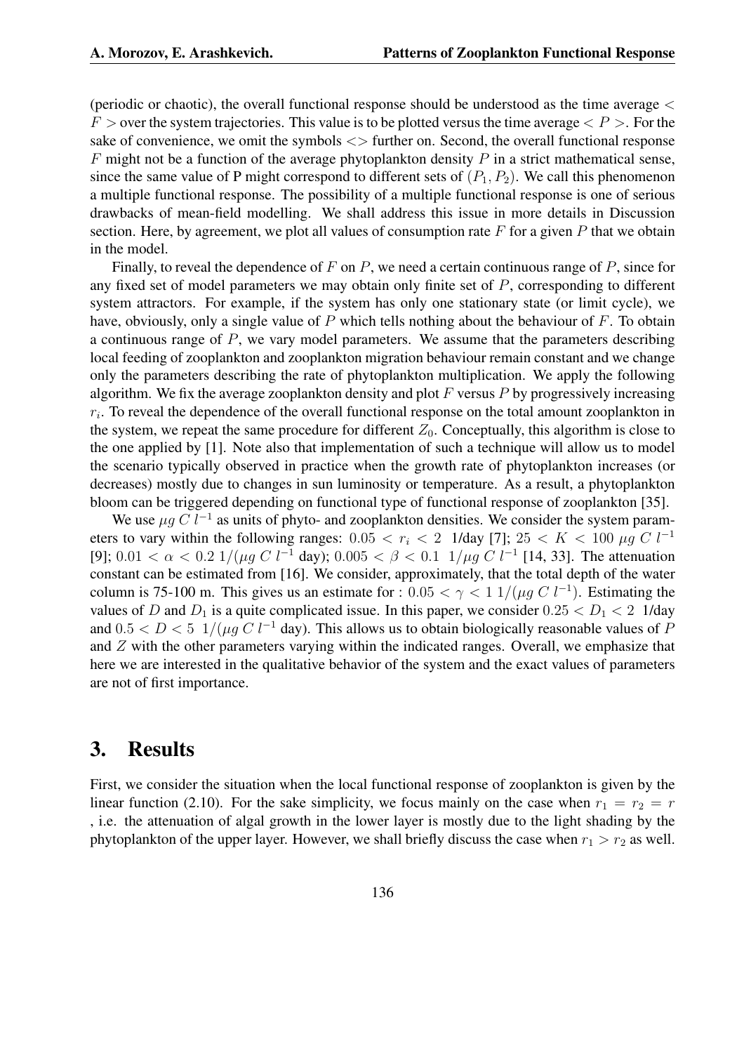(periodic or chaotic), the overall functional response should be understood as the time average $< F >$ over the system trajectories. This value is to be plotted versus the time average $< P >$. For the sake of convenience, we omit the symbols $<>$ further on. Second, the overall functional response $F$ might not be a function of the average phytoplankton density $P$ in a strict mathematical sense, since the same value of P might correspond to different sets of $(P_1, P_2)$. We call this phenomenon a multiple functional response. The possibility of a multiple functional response is one of serious drawbacks of mean-field modelling. We shall address this issue in more details in Discussion section. Here, by agreement, we plot all values of consumption rate $F$ for a given $P$ that we obtain in the model.

Finally, to reveal the dependence of $F$ on $P$, we need a certain continuous range of $P$, since for any fixed set of model parameters we may obtain only finite set of $P$, corresponding to different system attractors. For example, if the system has only one stationary state (or limit cycle), we have, obviously, only a single value of $P$ which tells nothing about the behaviour of $F$. To obtain a continuous range of $P$, we vary model parameters. We assume that the parameters describing local feeding of zooplankton and zooplankton migration behaviour remain constant and we change only the parameters describing the rate of phytoplankton multiplication. We apply the following algorithm. We fix the average zooplankton density and plot $F$ versus $P$ by progressively increasing $r_i$. To reveal the dependence of the overall functional response on the total amount zooplankton in the system, we repeat the same procedure for different $Z_0$. Conceptually, this algorithm is close to the one applied by [1]. Note also that implementation of such a technique will allow us to model the scenario typically observed in practice when the growth rate of phytoplankton increases (or decreases) mostly due to changes in sun luminosity or temperature. As a result, a phytoplankton bloom can be triggered depending on functional type of functional response of zooplankton [35].

We use $\mu g\ C\ l^{-1}$ as units of phyto- and zooplankton densities. We consider the system parameters to vary within the following ranges: $0.05 < r_i < 2$ 1/day [7]; $25 < K < 100\ \mu g\ C\ l^{-1}$ [9]; $0.01 < \alpha < 0.2\ 1/(\mu g\ C\ l^{-1}$ day); $0.005 < \beta < 0.1\ \ 1/\mu g\ C\ l^{-1}$ [14, 33]. The attenuation constant can be estimated from [16]. We consider, approximately, that the total depth of the water column is 75-100 m. This gives us an estimate for : $0.05 < \gamma < 1\ 1/(\mu g\ C\ l^{-1})$. Estimating the values of $D$ and $D_1$ is a quite complicated issue. In this paper, we consider $0.25 < D_1 < 2$ 1/day and $0.5 < D < 5\ \ 1/(\mu g\ C\ l^{-1}$ day). This allows us to obtain biologically reasonable values of $P$ and $Z$ with the other parameters varying within the indicated ranges. Overall, we emphasize that here we are interested in the qualitative behavior of the system and the exact values of parameters are not of first importance.

## 3. Results

First, we consider the situation when the local functional response of zooplankton is given by the linear function (2.10). For the sake simplicity, we focus mainly on the case when $r_1 = r_2 = r$ , i.e. the attenuation of algal growth in the lower layer is mostly due to the light shading by the phytoplankton of the upper layer. However, we shall briefly discuss the case when $r_1 > r_2$ as well.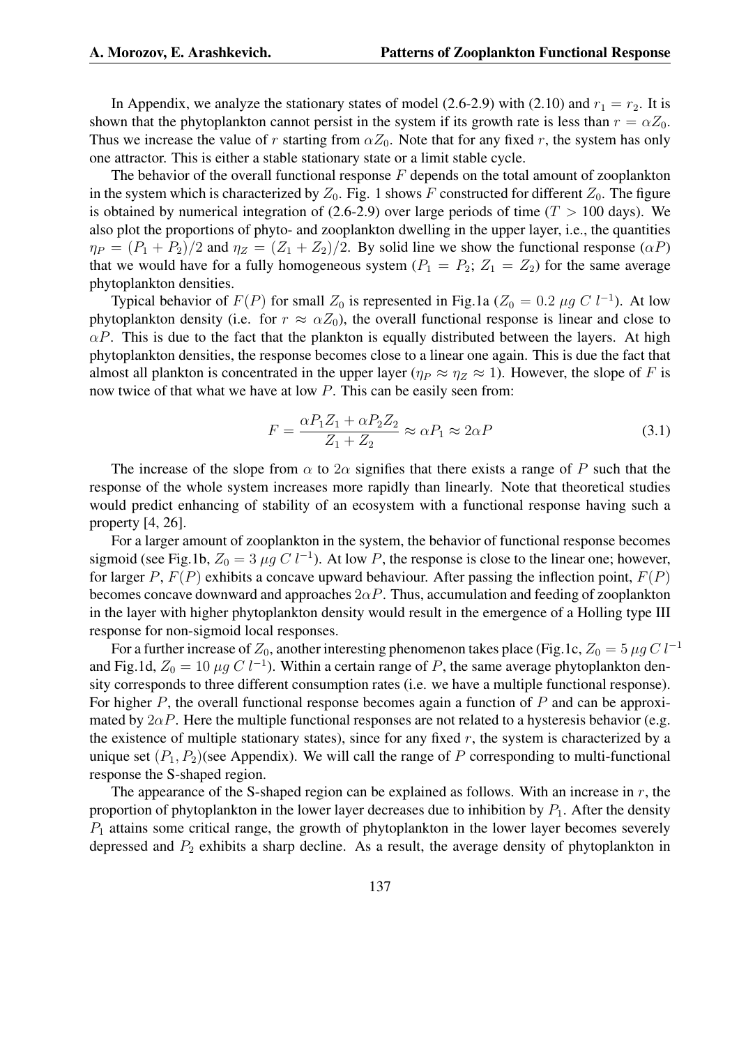In Appendix, we analyze the stationary states of model (2.6-2.9) with (2.10) and $r_1 = r_2$. It is shown that the phytoplankton cannot persist in the system if its growth rate is less than $r = \alpha Z_0$. Thus we increase the value of $r$ starting from $\alpha Z_0$. Note that for any fixed $r$, the system has only one attractor. This is either a stable stationary state or a limit stable cycle.

The behavior of the overall functional response $F$ depends on the total amount of zooplankton in the system which is characterized by $Z_0$. Fig. 1 shows $F$ constructed for different $Z_0$. The figure is obtained by numerical integration of (2.6-2.9) over large periods of time ($T > 100$ days). We also plot the proportions of phyto- and zooplankton dwelling in the upper layer, i.e., the quantities $\eta_P = (P_1 + P_2)/2$ and $\eta_Z = (Z_1 + Z_2)/2$. By solid line we show the functional response ($\alpha P$) that we would have for a fully homogeneous system ($P_1 = P_2$; $Z_1 = Z_2$) for the same average phytoplankton densities.

Typical behavior of $F(P)$ for small $Z_0$ is represented in Fig.1a ($Z_0 = 0.2\ \mu g\ C\ l^{-1}$). At low phytoplankton density (i.e. for $r \approx \alpha Z_0$), the overall functional response is linear and close to $\alpha P$. This is due to the fact that the plankton is equally distributed between the layers. At high phytoplankton densities, the response becomes close to a linear one again. This is due the fact that almost all plankton is concentrated in the upper layer ($\eta_P \approx \eta_Z \approx 1$). However, the slope of $F$ is now twice of that what we have at low $P$. This can be easily seen from:

$$F = \frac{\alpha P_1 Z_1 + \alpha P_2 Z_2}{Z_1 + Z_2} \approx \alpha P_1 \approx 2\alpha P \tag{3.1}$$

The increase of the slope from $\alpha$ to $2\alpha$ signifies that there exists a range of $P$ such that the response of the whole system increases more rapidly than linearly. Note that theoretical studies would predict enhancing of stability of an ecosystem with a functional response having such a property [4, 26].

For a larger amount of zooplankton in the system, the behavior of functional response becomes sigmoid (see Fig.1b, $Z_0 = 3\ \mu g\ C\ l^{-1}$). At low $P$, the response is close to the linear one; however, for larger $P$, $F(P)$ exhibits a concave upward behaviour. After passing the inflection point, $F(P)$ becomes concave downward and approaches $2\alpha P$. Thus, accumulation and feeding of zooplankton in the layer with higher phytoplankton density would result in the emergence of a Holling type III response for non-sigmoid local responses.

For a further increase of $Z_0$, another interesting phenomenon takes place (Fig.1c, $Z_0 = 5\ \mu g\ C\ l^{-1}$ and Fig.1d, $Z_0 = 10\ \mu g\ C\ l^{-1}$). Within a certain range of $P$, the same average phytoplankton density corresponds to three different consumption rates (i.e. we have a multiple functional response). For higher $P$, the overall functional response becomes again a function of $P$ and can be approximated by $2\alpha P$. Here the multiple functional responses are not related to a hysteresis behavior (e.g. the existence of multiple stationary states), since for any fixed $r$, the system is characterized by a unique set $(P_1, P_2)$(see Appendix). We will call the range of $P$ corresponding to multi-functional response the S-shaped region.

The appearance of the S-shaped region can be explained as follows. With an increase in $r$, the proportion of phytoplankton in the lower layer decreases due to inhibition by $P_1$. After the density $P_1$ attains some critical range, the growth of phytoplankton in the lower layer becomes severely depressed and $P_2$ exhibits a sharp decline. As a result, the average density of phytoplankton in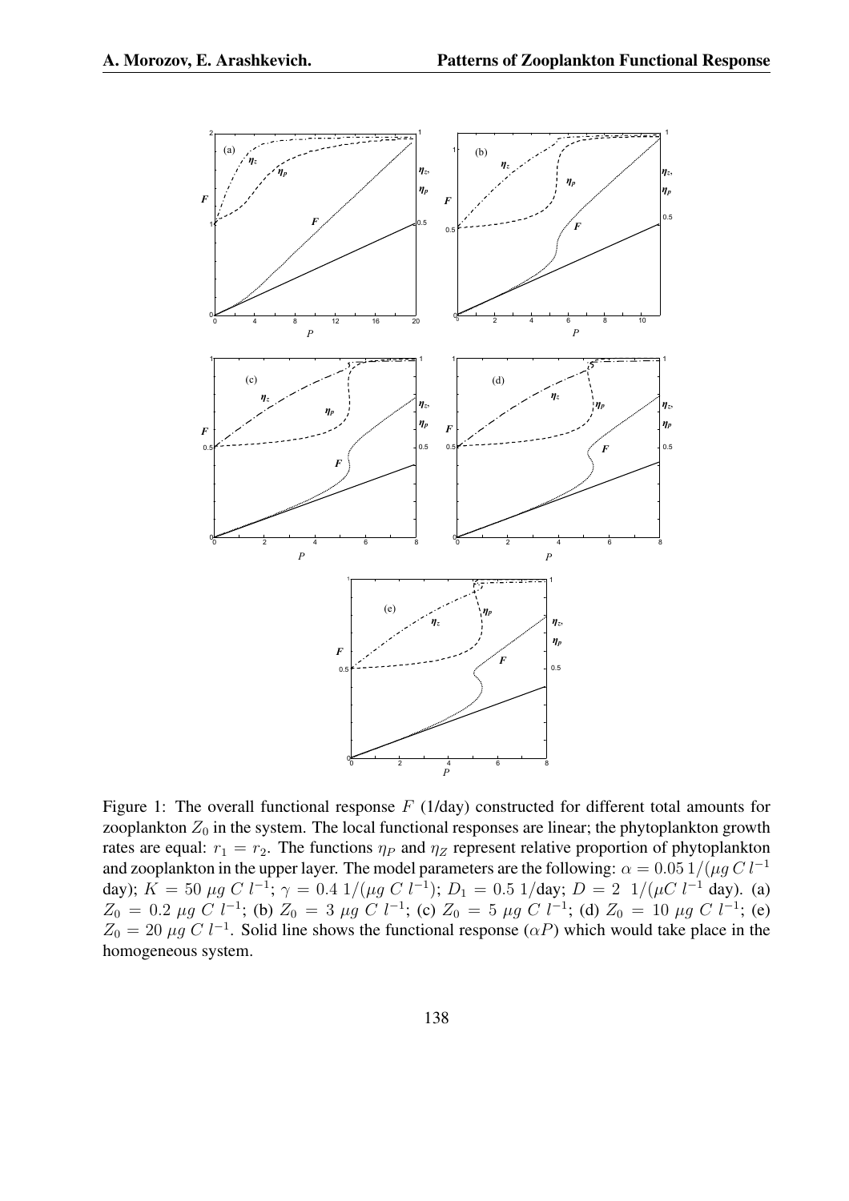(a)

$\eta_z$

$\eta_P$

$F$

$\eta_z$, $\eta_P$

$P$

(b)

(c)

(d)

(e)

Figure 1: The overall functional response $F$ (1/day) constructed for different total amounts for zooplankton $Z_0$ in the system. The local functional responses are linear; the phytoplankton growth rates are equal: $r_1 = r_2$. The functions $\eta_P$ and $\eta_Z$ represent relative proportion of phytoplankton and zooplankton in the upper layer. The model parameters are the following: $\alpha = 0.05\ 1/(\mu g\ C\ l^{-1}$ day); $K = 50\ \mu g\ C\ l^{-1}$; $\gamma = 0.4\ 1/(\mu g\ C\ l^{-1})$; $D_1 = 0.5$ 1/day; $D = 2\ \ 1/(\mu C\ l^{-1}$ day). (a) $Z_0 = 0.2\ \mu g\ C\ l^{-1}$; (b) $Z_0 = 3\ \mu g\ C\ l^{-1}$; (c) $Z_0 = 5\ \mu g\ C\ l^{-1}$; (d) $Z_0 = 10\ \mu g\ C\ l^{-1}$; (e) $Z_0 = 20\ \mu g\ C\ l^{-1}$. Solid line shows the functional response ($\alpha P$) which would take place in the homogeneous system.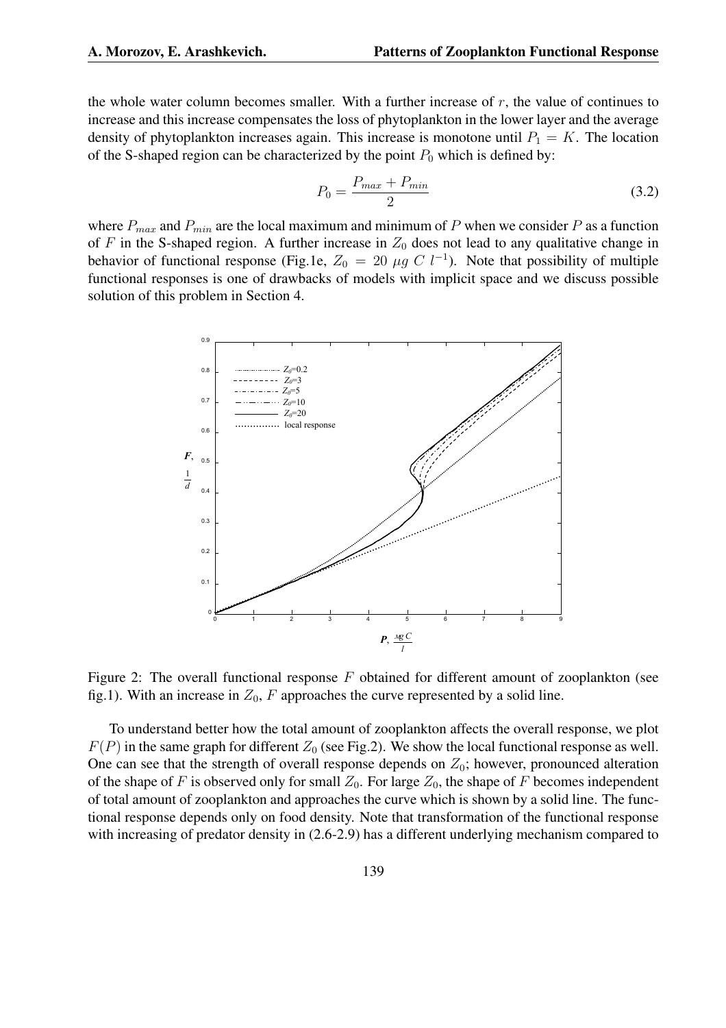the whole water column becomes smaller. With a further increase of $r$, the value of continues to increase and this increase compensates the loss of phytoplankton in the lower layer and the average density of phytoplankton increases again. This increase is monotone until $P_1 = K$. The location of the S-shaped region can be characterized by the point $P_0$ which is defined by:

$$P_0 = \frac{P_{max} + P_{min}}{2} \tag{3.2}$$

where $P_{max}$ and $P_{min}$ are the local maximum and minimum of $P$ when we consider $P$ as a function of $F$ in the S-shaped region. A further increase in $Z_0$ does not lead to any qualitative change in behavior of functional response (Fig.1e, $Z_0 = 20\ \mu g\ C\ l^{-1}$). Note that possibility of multiple functional responses is one of drawbacks of models with implicit space and we discuss possible solution of this problem in Section 4.

$Z_0$=0.2
$Z_0$=3
$Z_0$=5
$Z_0$=10
$Z_0$=20
local response

$F$, $\frac{1}{d}$

$P$, $\frac{\mu g\ C}{l}$

0
0.1
0.2
0.3
0.4
0.5
0.6
0.7
0.8
0.9

0 1 2 3 4 5 6 7 8 9

Figure 2: The overall functional response $F$ obtained for different amount of zooplankton (see fig.1). With an increase in $Z_0$, $F$ approaches the curve represented by a solid line.

To understand better how the total amount of zooplankton affects the overall response, we plot $F(P)$ in the same graph for different $Z_0$ (see Fig.2). We show the local functional response as well. One can see that the strength of overall response depends on $Z_0$; however, pronounced alteration of the shape of $F$ is observed only for small $Z_0$. For large $Z_0$, the shape of $F$ becomes independent of total amount of zooplankton and approaches the curve which is shown by a solid line. The functional response depends only on food density. Note that transformation of the functional response with increasing of predator density in (2.6-2.9) has a different underlying mechanism compared to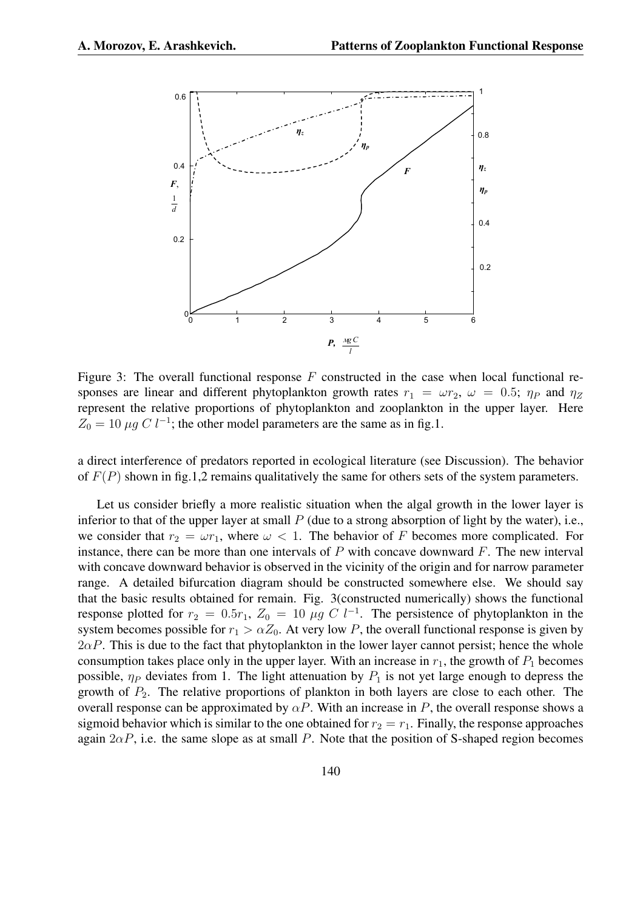0.6
0.4
$F$,
$\frac{1}{d}$
0.2
0
0 1 2 3 4 5 6
$P$, $\frac{\mu g\,C}{l}$
1
0.8
$\eta_z$
$\eta_p$
0.4
0.2
$\eta_z$
$\eta_p$
$F$

Figure 3: The overall functional response $F$ constructed in the case when local functional responses are linear and different phytoplankton growth rates $r_1 = \omega r_2$, $\omega = 0.5$; $\eta_P$ and $\eta_Z$ represent the relative proportions of phytoplankton and zooplankton in the upper layer. Here $Z_0 = 10\ \mu g\ C\ l^{-1}$; the other model parameters are the same as in fig.1.

a direct interference of predators reported in ecological literature (see Discussion). The behavior of $F(P)$ shown in fig.1,2 remains qualitatively the same for others sets of the system parameters.

Let us consider briefly a more realistic situation when the algal growth in the lower layer is inferior to that of the upper layer at small $P$ (due to a strong absorption of light by the water), i.e., we consider that $r_2 = \omega r_1$, where $\omega < 1$. The behavior of $F$ becomes more complicated. For instance, there can be more than one intervals of $P$ with concave downward $F$. The new interval with concave downward behavior is observed in the vicinity of the origin and for narrow parameter range. A detailed bifurcation diagram should be constructed somewhere else. We should say that the basic results obtained for remain. Fig. 3(constructed numerically) shows the functional response plotted for $r_2 = 0.5r_1$, $Z_0 = 10\ \mu g\ C\ l^{-1}$. The persistence of phytoplankton in the system becomes possible for $r_1 > \alpha Z_0$. At very low $P$, the overall functional response is given by $2\alpha P$. This is due to the fact that phytoplankton in the lower layer cannot persist; hence the whole consumption takes place only in the upper layer. With an increase in $r_1$, the growth of $P_1$ becomes possible, $\eta_P$ deviates from 1. The light attenuation by $P_1$ is not yet large enough to depress the growth of $P_2$. The relative proportions of plankton in both layers are close to each other. The overall response can be approximated by $\alpha P$. With an increase in $P$, the overall response shows a sigmoid behavior which is similar to the one obtained for $r_2 = r_1$. Finally, the response approaches again $2\alpha P$, i.e. the same slope as at small $P$. Note that the position of S-shaped region becomes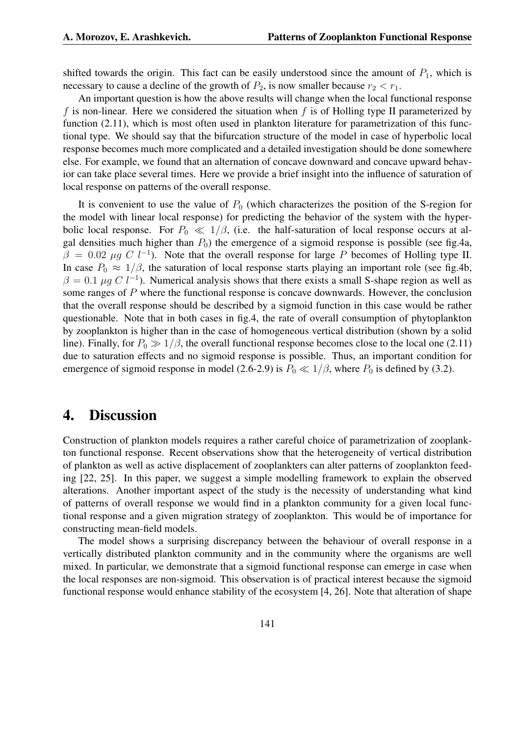shifted towards the origin. This fact can be easily understood since the amount of $P_1$, which is necessary to cause a decline of the growth of $P_2$, is now smaller because $r_2 < r_1$.

An important question is how the above results will change when the local functional response $f$ is non-linear. Here we considered the situation when $f$ is of Holling type II parameterized by function (2.11), which is most often used in plankton literature for parametrization of this functional type. We should say that the bifurcation structure of the model in case of hyperbolic local response becomes much more complicated and a detailed investigation should be done somewhere else. For example, we found that an alternation of concave downward and concave upward behavior can take place several times. Here we provide a brief insight into the influence of saturation of local response on patterns of the overall response.

It is convenient to use the value of $P_0$ (which characterizes the position of the S-region for the model with linear local response) for predicting the behavior of the system with the hyperbolic local response. For $P_0 \ll 1/\beta$, (i.e. the half-saturation of local response occurs at algal densities much higher than $P_0$) the emergence of a sigmoid response is possible (see fig.4a, $\beta = 0.02\ \mu g\ C\ l^{-1}$). Note that the overall response for large $P$ becomes of Holling type II. In case $P_0 \approx 1/\beta$, the saturation of local response starts playing an important role (see fig.4b, $\beta = 0.1\ \mu g\ C\ l^{-1}$). Numerical analysis shows that there exists a small S-shape region as well as some ranges of $P$ where the functional response is concave downwards. However, the conclusion that the overall response should be described by a sigmoid function in this case would be rather questionable. Note that in both cases in fig.4, the rate of overall consumption of phytoplankton by zooplankton is higher than in the case of homogeneous vertical distribution (shown by a solid line). Finally, for $P_0 \gg 1/\beta$, the overall functional response becomes close to the local one (2.11) due to saturation effects and no sigmoid response is possible. Thus, an important condition for emergence of sigmoid response in model (2.6-2.9) is $P_0 \ll 1/\beta$, where $P_0$ is defined by (3.2).

# 4. Discussion

Construction of plankton models requires a rather careful choice of parametrization of zooplankton functional response. Recent observations show that the heterogeneity of vertical distribution of plankton as well as active displacement of zooplankters can alter patterns of zooplankton feeding [22, 25]. In this paper, we suggest a simple modelling framework to explain the observed alterations. Another important aspect of the study is the necessity of understanding what kind of patterns of overall response we would find in a plankton community for a given local functional response and a given migration strategy of zooplankton. This would be of importance for constructing mean-field models.

The model shows a surprising discrepancy between the behaviour of overall response in a vertically distributed plankton community and in the community where the organisms are well mixed. In particular, we demonstrate that a sigmoid functional response can emerge in case when the local responses are non-sigmoid. This observation is of practical interest because the sigmoid functional response would enhance stability of the ecosystem [4, 26]. Note that alteration of shape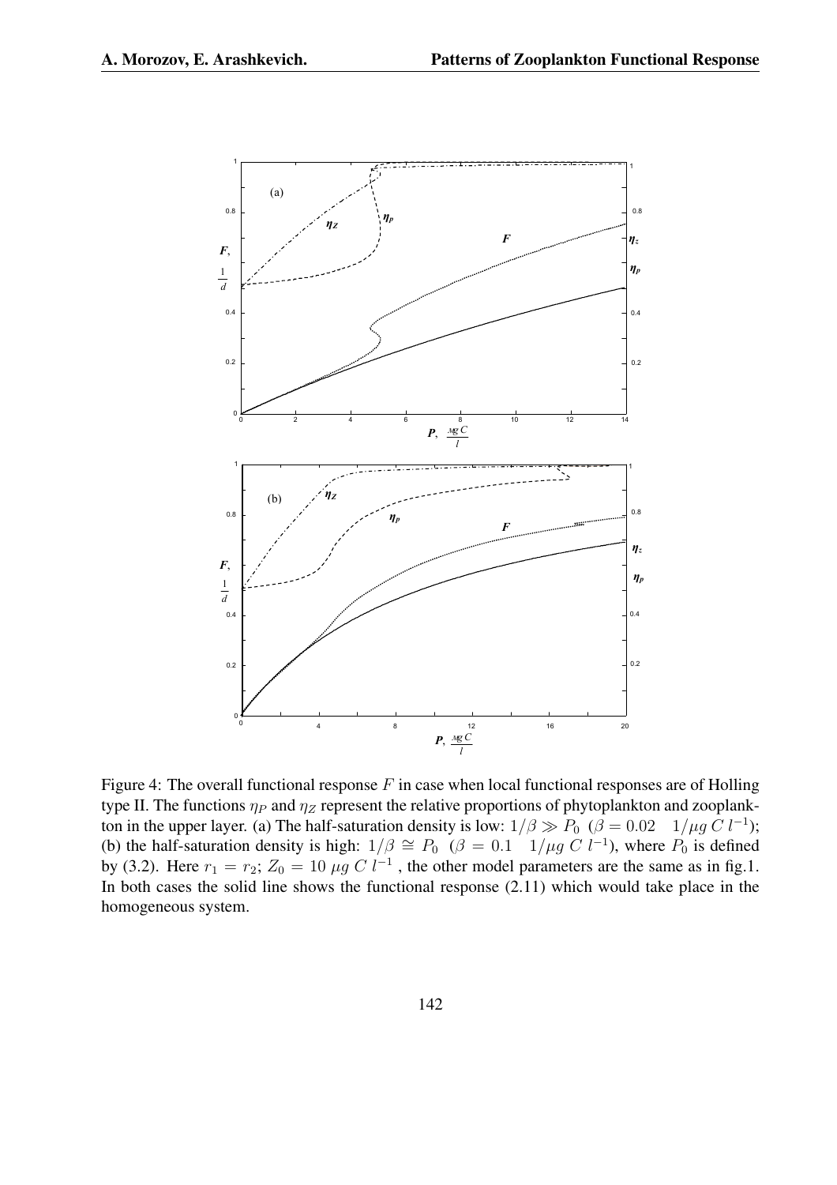(a)

$F$, $\frac{1}{d}$

$\eta_Z$

$\eta_P$

$F$

$\eta_z$

$\eta_P$

0 0.2 0.4 0.8 1

0 2 4 6 8 10 12 14

$P$, $\frac{\mu g\, C}{l}$

(b)

$F$, $\frac{1}{d}$

$\eta_Z$

$\eta_P$

$F$

$\eta_z$

$\eta_P$

0 0.2 0.4 0.8 1

0 4 8 12 16 20

$P$, $\frac{\mu g\, C}{l}$

Figure 4: The overall functional response $F$ in case when local functional responses are of Holling type II. The functions $\eta_P$ and $\eta_Z$ represent the relative proportions of phytoplankton and zooplankton in the upper layer. (a) The half-saturation density is low: $1/\beta \gg P_0$ ($\beta = 0.02 \quad 1/\mu g\, C\, l^{-1}$); (b) the half-saturation density is high: $1/\beta \cong P_0$ ($\beta = 0.1 \quad 1/\mu g\, C\, l^{-1}$), where $P_0$ is defined by (3.2). Here $r_1 = r_2$; $Z_0 = 10\ \mu g\, C\, l^{-1}$ , the other model parameters are the same as in fig.1. In both cases the solid line shows the functional response (2.11) which would take place in the homogeneous system.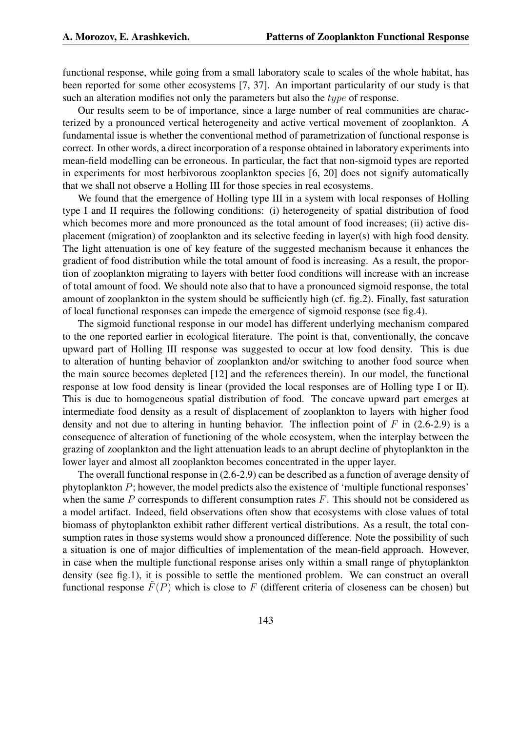functional response, while going from a small laboratory scale to scales of the whole habitat, has been reported for some other ecosystems [7, 37]. An important particularity of our study is that such an alteration modifies not only the parameters but also the $type$ of response.

Our results seem to be of importance, since a large number of real communities are characterized by a pronounced vertical heterogeneity and active vertical movement of zooplankton. A fundamental issue is whether the conventional method of parametrization of functional response is correct. In other words, a direct incorporation of a response obtained in laboratory experiments into mean-field modelling can be erroneous. In particular, the fact that non-sigmoid types are reported in experiments for most herbivorous zooplankton species [6, 20] does not signify automatically that we shall not observe a Holling III for those species in real ecosystems.

We found that the emergence of Holling type III in a system with local responses of Holling type I and II requires the following conditions: (i) heterogeneity of spatial distribution of food which becomes more and more pronounced as the total amount of food increases; (ii) active displacement (migration) of zooplankton and its selective feeding in layer(s) with high food density. The light attenuation is one of key feature of the suggested mechanism because it enhances the gradient of food distribution while the total amount of food is increasing. As a result, the proportion of zooplankton migrating to layers with better food conditions will increase with an increase of total amount of food. We should note also that to have a pronounced sigmoid response, the total amount of zooplankton in the system should be sufficiently high (cf. fig.2). Finally, fast saturation of local functional responses can impede the emergence of sigmoid response (see fig.4).

The sigmoid functional response in our model has different underlying mechanism compared to the one reported earlier in ecological literature. The point is that, conventionally, the concave upward part of Holling III response was suggested to occur at low food density. This is due to alteration of hunting behavior of zooplankton and/or switching to another food source when the main source becomes depleted [12] and the references therein). In our model, the functional response at low food density is linear (provided the local responses are of Holling type I or II). This is due to homogeneous spatial distribution of food. The concave upward part emerges at intermediate food density as a result of displacement of zooplankton to layers with higher food density and not due to altering in hunting behavior. The inflection point of $F$ in (2.6-2.9) is a consequence of alteration of functioning of the whole ecosystem, when the interplay between the grazing of zooplankton and the light attenuation leads to an abrupt decline of phytoplankton in the lower layer and almost all zooplankton becomes concentrated in the upper layer.

The overall functional response in (2.6-2.9) can be described as a function of average density of phytoplankton $P$; however, the model predicts also the existence of 'multiple functional responses' when the same $P$ corresponds to different consumption rates $F$. This should not be considered as a model artifact. Indeed, field observations often show that ecosystems with close values of total biomass of phytoplankton exhibit rather different vertical distributions. As a result, the total consumption rates in those systems would show a pronounced difference. Note the possibility of such a situation is one of major difficulties of implementation of the mean-field approach. However, in case when the multiple functional response arises only within a small range of phytoplankton density (see fig.1), it is possible to settle the mentioned problem. We can construct an overall functional response $\tilde{F}(P)$ which is close to $F$ (different criteria of closeness can be chosen) but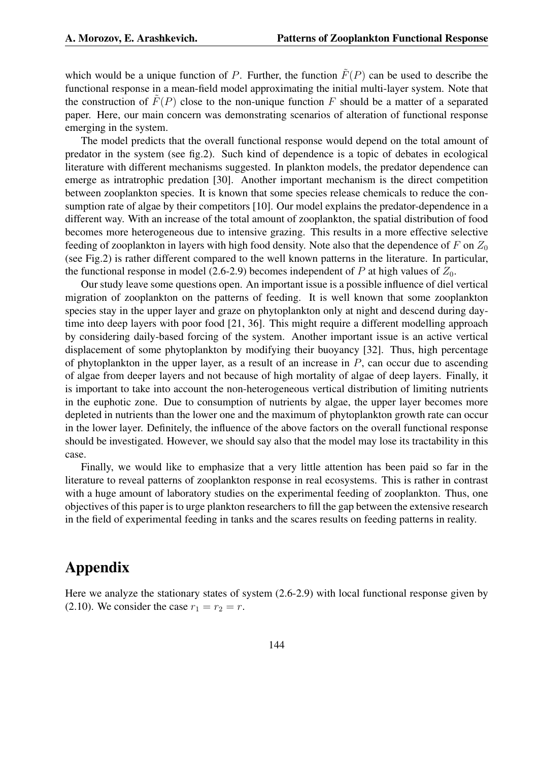which would be a unique function of $P$. Further, the function $\tilde{F}(P)$ can be used to describe the functional response in a mean-field model approximating the initial multi-layer system. Note that the construction of $\tilde{F}(P)$ close to the non-unique function $F$ should be a matter of a separated paper. Here, our main concern was demonstrating scenarios of alteration of functional response emerging in the system.

The model predicts that the overall functional response would depend on the total amount of predator in the system (see fig.2). Such kind of dependence is a topic of debates in ecological literature with different mechanisms suggested. In plankton models, the predator dependence can emerge as intratrophic predation [30]. Another important mechanism is the direct competition between zooplankton species. It is known that some species release chemicals to reduce the consumption rate of algae by their competitors [10]. Our model explains the predator-dependence in a different way. With an increase of the total amount of zooplankton, the spatial distribution of food becomes more heterogeneous due to intensive grazing. This results in a more effective selective feeding of zooplankton in layers with high food density. Note also that the dependence of $F$ on $Z_0$ (see Fig.2) is rather different compared to the well known patterns in the literature. In particular, the functional response in model (2.6-2.9) becomes independent of $P$ at high values of $Z_0$.

Our study leave some questions open. An important issue is a possible influence of diel vertical migration of zooplankton on the patterns of feeding. It is well known that some zooplankton species stay in the upper layer and graze on phytoplankton only at night and descend during daytime into deep layers with poor food [21, 36]. This might require a different modelling approach by considering daily-based forcing of the system. Another important issue is an active vertical displacement of some phytoplankton by modifying their buoyancy [32]. Thus, high percentage of phytoplankton in the upper layer, as a result of an increase in $P$, can occur due to ascending of algae from deeper layers and not because of high mortality of algae of deep layers. Finally, it is important to take into account the non-heterogeneous vertical distribution of limiting nutrients in the euphotic zone. Due to consumption of nutrients by algae, the upper layer becomes more depleted in nutrients than the lower one and the maximum of phytoplankton growth rate can occur in the lower layer. Definitely, the influence of the above factors on the overall functional response should be investigated. However, we should say also that the model may lose its tractability in this case.

Finally, we would like to emphasize that a very little attention has been paid so far in the literature to reveal patterns of zooplankton response in real ecosystems. This is rather in contrast with a huge amount of laboratory studies on the experimental feeding of zooplankton. Thus, one objectives of this paper is to urge plankton researchers to fill the gap between the extensive research in the field of experimental feeding in tanks and the scares results on feeding patterns in reality.

# Appendix

Here we analyze the stationary states of system (2.6-2.9) with local functional response given by (2.10). We consider the case $r_1 = r_2 = r$.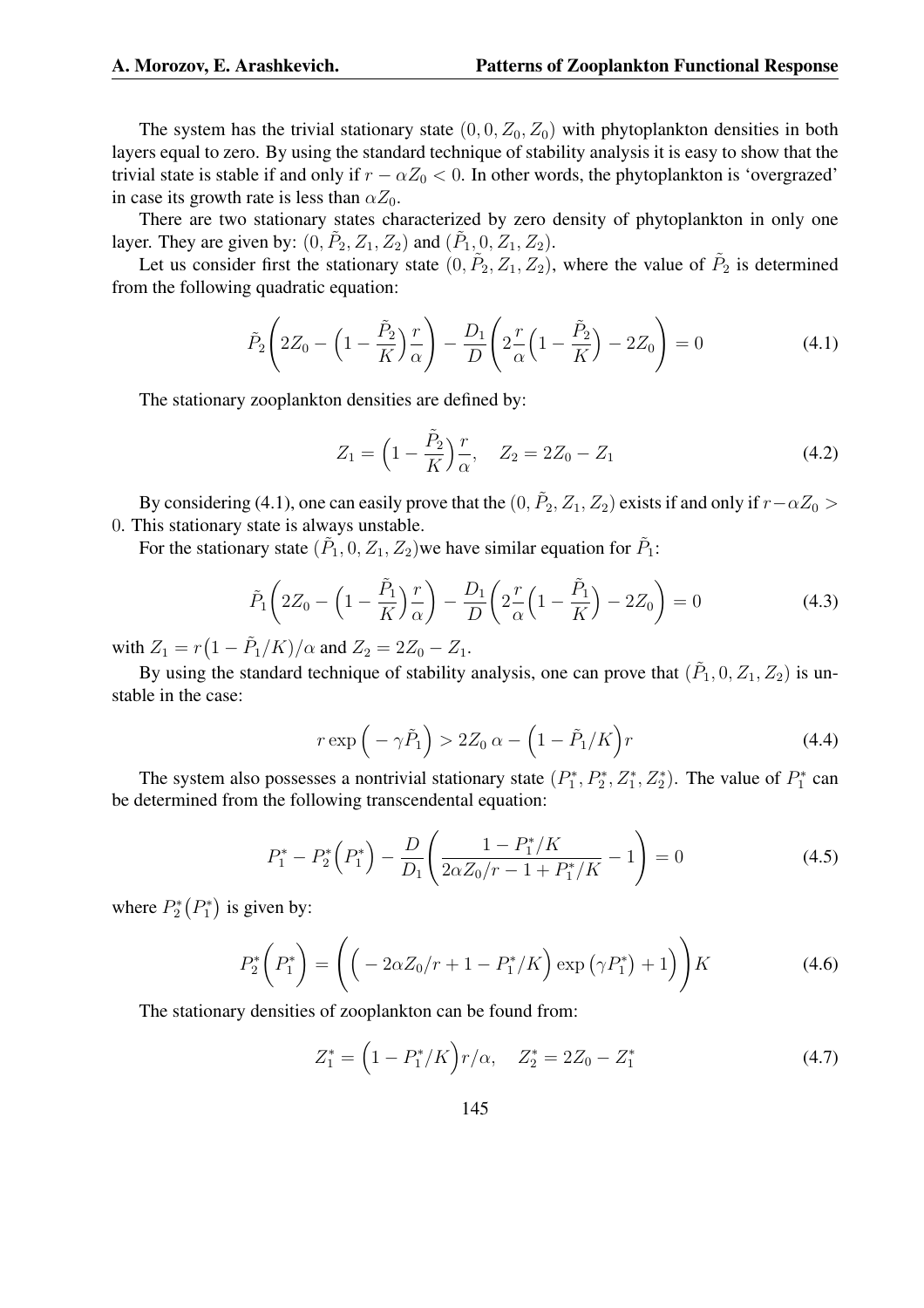The system has the trivial stationary state $(0, 0, Z_0, Z_0)$ with phytoplankton densities in both layers equal to zero. By using the standard technique of stability analysis it is easy to show that the trivial state is stable if and only if $r - \alpha Z_0 < 0$. In other words, the phytoplankton is 'overgrazed' in case its growth rate is less than $\alpha Z_0$.

There are two stationary states characterized by zero density of phytoplankton in only one layer. They are given by: $(0, \tilde{P}_2, Z_1, Z_2)$ and $(\tilde{P}_1, 0, Z_1, Z_2)$.

Let us consider first the stationary state $(0, \tilde{P}_2, Z_1, Z_2)$, where the value of $\tilde{P}_2$ is determined from the following quadratic equation:

$$\tilde{P}_2\left(2Z_0 - \left(1 - \frac{\tilde{P}_2}{K}\right)\frac{r}{\alpha}\right) - \frac{D_1}{D}\left(2\frac{r}{\alpha}\left(1 - \frac{\tilde{P}_2}{K}\right) - 2Z_0\right) = 0 \tag{4.1}$$

The stationary zooplankton densities are defined by:

$$Z_1 = \left(1 - \frac{\tilde{P}_2}{K}\right)\frac{r}{\alpha}, \quad Z_2 = 2Z_0 - Z_1 \tag{4.2}$$

By considering (4.1), one can easily prove that the $(0, \tilde{P}_2, Z_1, Z_2)$ exists if and only if $r - \alpha Z_0 > 0$. This stationary state is always unstable.

For the stationary state $(\tilde{P}_1, 0, Z_1, Z_2)$we have similar equation for $\tilde{P}_1$:

$$\tilde{P}_1\left(2Z_0 - \left(1 - \frac{\tilde{P}_1}{K}\right)\frac{r}{\alpha}\right) - \frac{D_1}{D}\left(2\frac{r}{\alpha}\left(1 - \frac{\tilde{P}_1}{K}\right) - 2Z_0\right) = 0 \tag{4.3}$$

with $Z_1 = r\big(1 - \tilde{P}_1/K\big)/\alpha$ and $Z_2 = 2Z_0 - Z_1$.

By using the standard technique of stability analysis, one can prove that $(\tilde{P}_1, 0, Z_1, Z_2)$ is unstable in the case:

$$r \exp\Big(-\gamma \tilde{P}_1\Big) > 2Z_0\,\alpha - \Big(1 - \tilde{P}_1/K\Big)r \tag{4.4}$$

The system also possesses a nontrivial stationary state $(P_1^*, P_2^*, Z_1^*, Z_2^*)$. The value of $P_1^*$ can be determined from the following transcendental equation:

$$P_1^* - P_2^*\Big(P_1^*\Big) - \frac{D}{D_1}\left(\frac{1 - P_1^*/K}{2\alpha Z_0/r - 1 + P_1^*/K} - 1\right) = 0 \tag{4.5}$$

where $P_2^*\big(P_1^*\big)$ is given by:

$$P_2^*\Big(P_1^*\Big) = \left(\Big(-2\alpha Z_0/r + 1 - P_1^*/K\Big)\exp\big(\gamma P_1^*\big) + 1\Big)\right)K \tag{4.6}$$

The stationary densities of zooplankton can be found from:

$$Z_1^* = \Big(1 - P_1^*/K\Big)r/\alpha, \quad Z_2^* = 2Z_0 - Z_1^* \tag{4.7}$$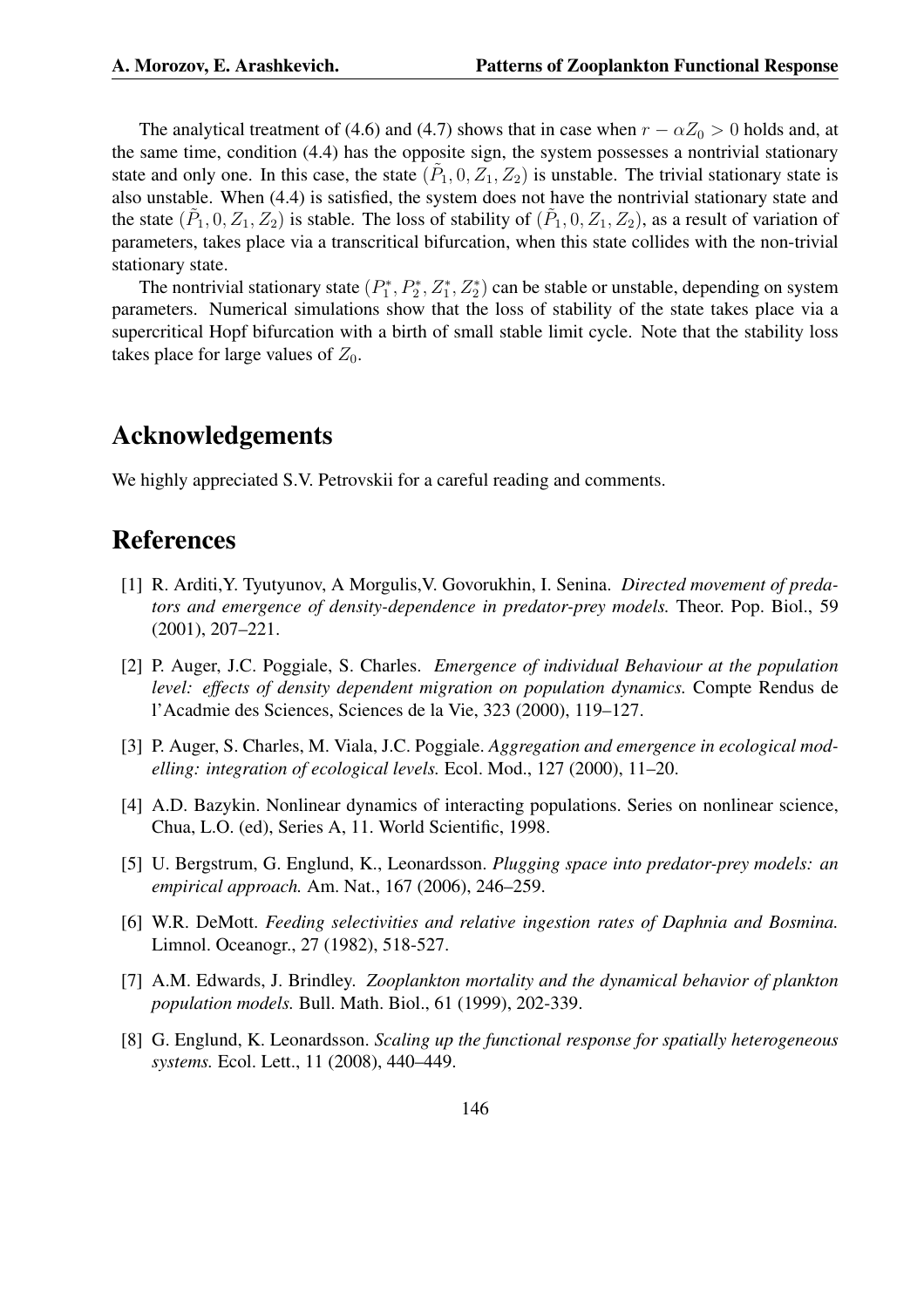The analytical treatment of (4.6) and (4.7) shows that in case when $r - \alpha Z_0 > 0$ holds and, at the same time, condition (4.4) has the opposite sign, the system possesses a nontrivial stationary state and only one. In this case, the state $(\tilde{P}_1, 0, Z_1, Z_2)$ is unstable. The trivial stationary state is also unstable. When (4.4) is satisfied, the system does not have the nontrivial stationary state and the state $(\tilde{P}_1, 0, Z_1, Z_2)$ is stable. The loss of stability of $(\tilde{P}_1, 0, Z_1, Z_2)$, as a result of variation of parameters, takes place via a transcritical bifurcation, when this state collides with the non-trivial stationary state.

The nontrivial stationary state $(P_1^*, P_2^*, Z_1^*, Z_2^*)$ can be stable or unstable, depending on system parameters. Numerical simulations show that the loss of stability of the state takes place via a supercritical Hopf bifurcation with a birth of small stable limit cycle. Note that the stability loss takes place for large values of $Z_0$.

## Acknowledgements

We highly appreciated S.V. Petrovskii for a careful reading and comments.

## References

[1] R. Arditi,Y. Tyutyunov, A Morgulis,V. Govorukhin, I. Senina. *Directed movement of predators and emergence of density-dependence in predator-prey models.* Theor. Pop. Biol., 59 (2001), 207–221.

[2] P. Auger, J.C. Poggiale, S. Charles. *Emergence of individual Behaviour at the population level: effects of density dependent migration on population dynamics.* Compte Rendus de l'Acadmie des Sciences, Sciences de la Vie, 323 (2000), 119–127.

[3] P. Auger, S. Charles, M. Viala, J.C. Poggiale. *Aggregation and emergence in ecological modelling: integration of ecological levels.* Ecol. Mod., 127 (2000), 11–20.

[4] A.D. Bazykin. Nonlinear dynamics of interacting populations. Series on nonlinear science, Chua, L.O. (ed), Series A, 11. World Scientific, 1998.

[5] U. Bergstrum, G. Englund, K., Leonardsson. *Plugging space into predator-prey models: an empirical approach.* Am. Nat., 167 (2006), 246–259.

[6] W.R. DeMott. *Feeding selectivities and relative ingestion rates of Daphnia and Bosmina.* Limnol. Oceanogr., 27 (1982), 518-527.

[7] A.M. Edwards, J. Brindley. *Zooplankton mortality and the dynamical behavior of plankton population models.* Bull. Math. Biol., 61 (1999), 202-339.

[8] G. Englund, K. Leonardsson. *Scaling up the functional response for spatially heterogeneous systems.* Ecol. Lett., 11 (2008), 440–449.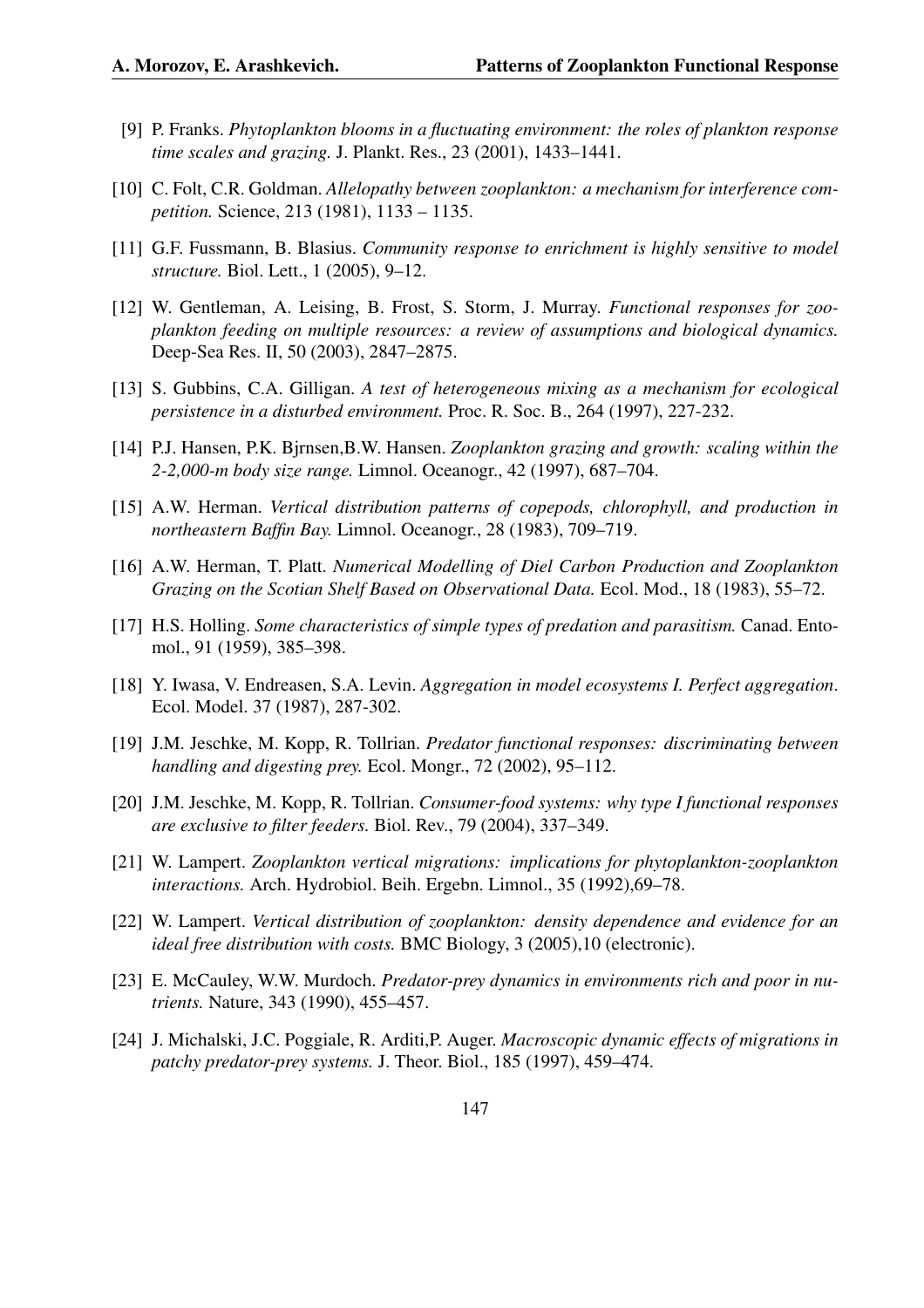[9] P. Franks. *Phytoplankton blooms in a fluctuating environment: the roles of plankton response time scales and grazing.* J. Plankt. Res., 23 (2001), 1433–1441.

[10] C. Folt, C.R. Goldman. *Allelopathy between zooplankton: a mechanism for interference competition.* Science, 213 (1981), 1133 – 1135.

[11] G.F. Fussmann, B. Blasius. *Community response to enrichment is highly sensitive to model structure.* Biol. Lett., 1 (2005), 9–12.

[12] W. Gentleman, A. Leising, B. Frost, S. Storm, J. Murray. *Functional responses for zooplankton feeding on multiple resources: a review of assumptions and biological dynamics.* Deep-Sea Res. II, 50 (2003), 2847–2875.

[13] S. Gubbins, C.A. Gilligan. *A test of heterogeneous mixing as a mechanism for ecological persistence in a disturbed environment.* Proc. R. Soc. B., 264 (1997), 227-232.

[14] P.J. Hansen, P.K. Bjrnsen,B.W. Hansen. *Zooplankton grazing and growth: scaling within the 2-2,000-m body size range.* Limnol. Oceanogr., 42 (1997), 687–704.

[15] A.W. Herman. *Vertical distribution patterns of copepods, chlorophyll, and production in northeastern Baffin Bay.* Limnol. Oceanogr., 28 (1983), 709–719.

[16] A.W. Herman, T. Platt. *Numerical Modelling of Diel Carbon Production and Zooplankton Grazing on the Scotian Shelf Based on Observational Data.* Ecol. Mod., 18 (1983), 55–72.

[17] H.S. Holling. *Some characteristics of simple types of predation and parasitism.* Canad. Entomol., 91 (1959), 385–398.

[18] Y. Iwasa, V. Endreasen, S.A. Levin. *Aggregation in model ecosystems I. Perfect aggregation*. Ecol. Model. 37 (1987), 287-302.

[19] J.M. Jeschke, M. Kopp, R. Tollrian. *Predator functional responses: discriminating between handling and digesting prey.* Ecol. Mongr., 72 (2002), 95–112.

[20] J.M. Jeschke, M. Kopp, R. Tollrian. *Consumer-food systems: why type I functional responses are exclusive to filter feeders.* Biol. Rev., 79 (2004), 337–349.

[21] W. Lampert. *Zooplankton vertical migrations: implications for phytoplankton-zooplankton interactions.* Arch. Hydrobiol. Beih. Ergebn. Limnol., 35 (1992),69–78.

[22] W. Lampert. *Vertical distribution of zooplankton: density dependence and evidence for an ideal free distribution with costs.* BMC Biology, 3 (2005),10 (electronic).

[23] E. McCauley, W.W. Murdoch. *Predator-prey dynamics in environments rich and poor in nutrients.* Nature, 343 (1990), 455–457.

[24] J. Michalski, J.C. Poggiale, R. Arditi,P. Auger. *Macroscopic dynamic effects of migrations in patchy predator-prey systems.* J. Theor. Biol., 185 (1997), 459–474.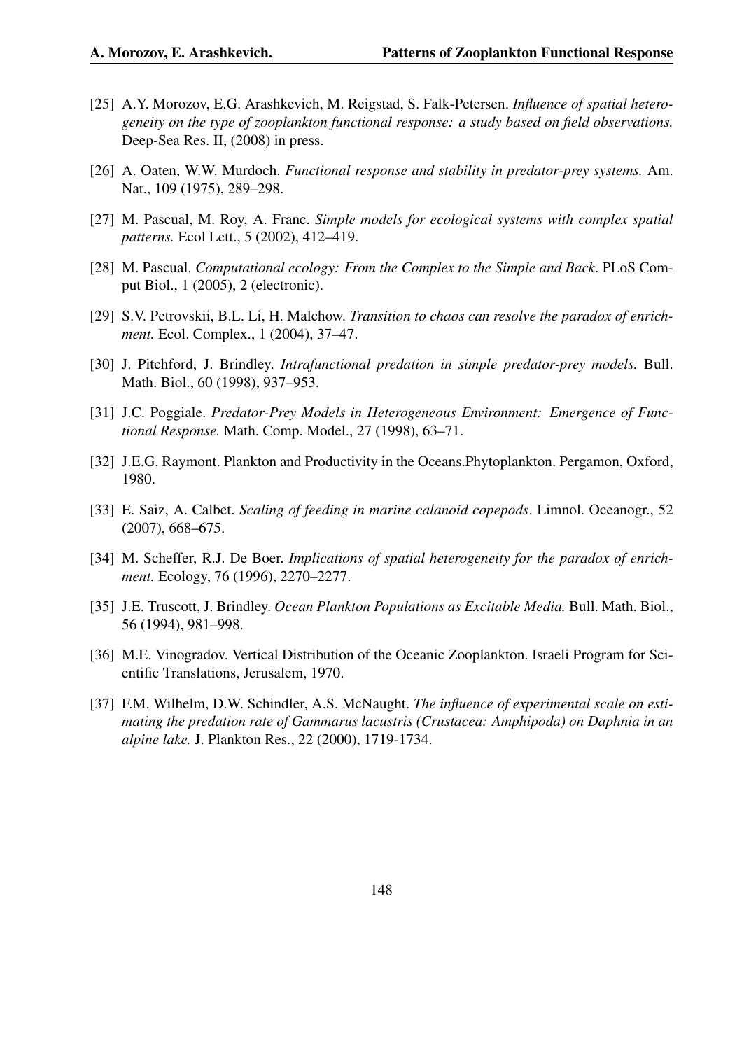[25] A.Y. Morozov, E.G. Arashkevich, M. Reigstad, S. Falk-Petersen. *Influence of spatial heterogeneity on the type of zooplankton functional response: a study based on field observations.* Deep-Sea Res. II, (2008) in press.

[26] A. Oaten, W.W. Murdoch. *Functional response and stability in predator-prey systems.* Am. Nat., 109 (1975), 289–298.

[27] M. Pascual, M. Roy, A. Franc. *Simple models for ecological systems with complex spatial patterns.* Ecol Lett., 5 (2002), 412–419.

[28] M. Pascual. *Computational ecology: From the Complex to the Simple and Back*. PLoS Comput Biol., 1 (2005), 2 (electronic).

[29] S.V. Petrovskii, B.L. Li, H. Malchow. *Transition to chaos can resolve the paradox of enrichment.* Ecol. Complex., 1 (2004), 37–47.

[30] J. Pitchford, J. Brindley. *Intrafunctional predation in simple predator-prey models.* Bull. Math. Biol., 60 (1998), 937–953.

[31] J.C. Poggiale. *Predator-Prey Models in Heterogeneous Environment: Emergence of Functional Response.* Math. Comp. Model., 27 (1998), 63–71.

[32] J.E.G. Raymont. Plankton and Productivity in the Oceans.Phytoplankton. Pergamon, Oxford, 1980.

[33] E. Saiz, A. Calbet. *Scaling of feeding in marine calanoid copepods*. Limnol. Oceanogr., 52 (2007), 668–675.

[34] M. Scheffer, R.J. De Boer. *Implications of spatial heterogeneity for the paradox of enrichment.* Ecology, 76 (1996), 2270–2277.

[35] J.E. Truscott, J. Brindley. *Ocean Plankton Populations as Excitable Media.* Bull. Math. Biol., 56 (1994), 981–998.

[36] M.E. Vinogradov. Vertical Distribution of the Oceanic Zooplankton. Israeli Program for Scientific Translations, Jerusalem, 1970.

[37] F.M. Wilhelm, D.W. Schindler, A.S. McNaught. *The influence of experimental scale on estimating the predation rate of Gammarus lacustris (Crustacea: Amphipoda) on Daphnia in an alpine lake.* J. Plankton Res., 22 (2000), 1719-1734.